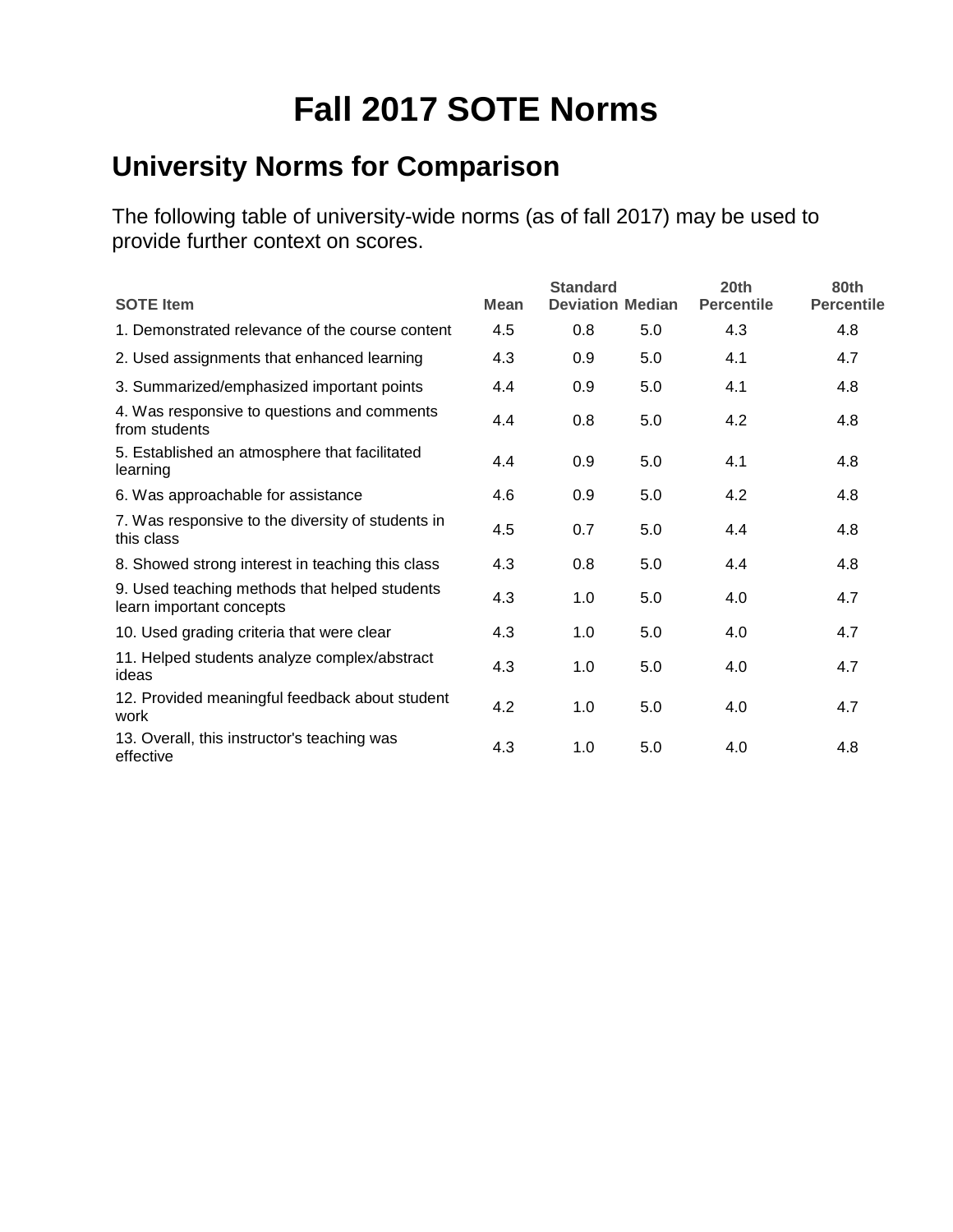# Fall 2017 SOTE Norms

## University Norms for Comparison

The following table of university-wide norms (as of fall 2017) may be used to provide further context on scores.

| SOTE Item | Mean | Standard Deviation | Median | 20th Percentile | 80th Percentile |
|---|---|---|---|---|---|
| 1. Demonstrated relevance of the course content | 4.5 | 0.8 | 5.0 | 4.3 | 4.8 |
| 2. Used assignments that enhanced learning | 4.3 | 0.9 | 5.0 | 4.1 | 4.7 |
| 3. Summarized/emphasized important points | 4.4 | 0.9 | 5.0 | 4.1 | 4.8 |
| 4. Was responsive to questions and comments from students | 4.4 | 0.8 | 5.0 | 4.2 | 4.8 |
| 5. Established an atmosphere that facilitated learning | 4.4 | 0.9 | 5.0 | 4.1 | 4.8 |
| 6. Was approachable for assistance | 4.6 | 0.9 | 5.0 | 4.2 | 4.8 |
| 7. Was responsive to the diversity of students in this class | 4.5 | 0.7 | 5.0 | 4.4 | 4.8 |
| 8. Showed strong interest in teaching this class | 4.3 | 0.8 | 5.0 | 4.4 | 4.8 |
| 9. Used teaching methods that helped students learn important concepts | 4.3 | 1.0 | 5.0 | 4.0 | 4.7 |
| 10. Used grading criteria that were clear | 4.3 | 1.0 | 5.0 | 4.0 | 4.7 |
| 11. Helped students analyze complex/abstract ideas | 4.3 | 1.0 | 5.0 | 4.0 | 4.7 |
| 12. Provided meaningful feedback about student work | 4.2 | 1.0 | 5.0 | 4.0 | 4.7 |
| 13. Overall, this instructor's teaching was effective | 4.3 | 1.0 | 5.0 | 4.0 | 4.8 |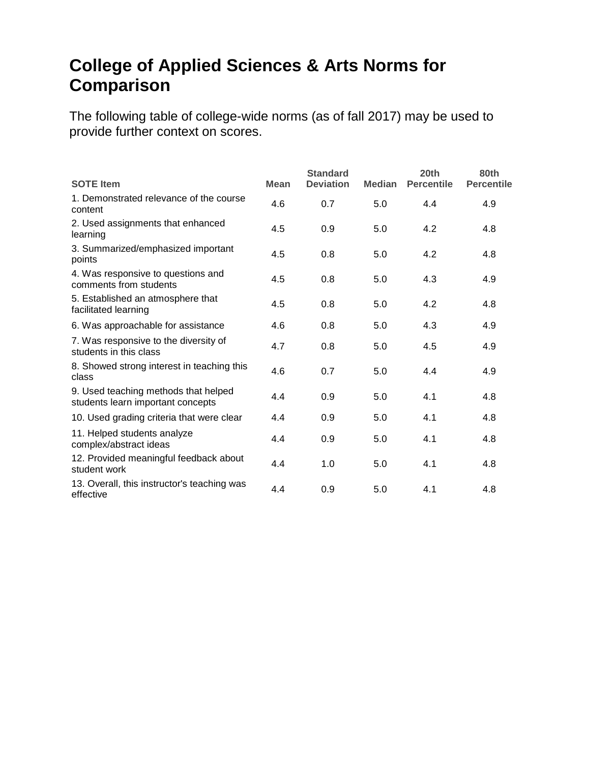# College of Applied Sciences & Arts Norms for Comparison

The following table of college-wide norms (as of fall 2017) may be used to provide further context on scores.

| SOTE Item | Mean | Standard Deviation | Median | 20th Percentile | 80th Percentile |
|---|---|---|---|---|---|
| 1. Demonstrated relevance of the course content | 4.6 | 0.7 | 5.0 | 4.4 | 4.9 |
| 2. Used assignments that enhanced learning | 4.5 | 0.9 | 5.0 | 4.2 | 4.8 |
| 3. Summarized/emphasized important points | 4.5 | 0.8 | 5.0 | 4.2 | 4.8 |
| 4. Was responsive to questions and comments from students | 4.5 | 0.8 | 5.0 | 4.3 | 4.9 |
| 5. Established an atmosphere that facilitated learning | 4.5 | 0.8 | 5.0 | 4.2 | 4.8 |
| 6. Was approachable for assistance | 4.6 | 0.8 | 5.0 | 4.3 | 4.9 |
| 7. Was responsive to the diversity of students in this class | 4.7 | 0.8 | 5.0 | 4.5 | 4.9 |
| 8. Showed strong interest in teaching this class | 4.6 | 0.7 | 5.0 | 4.4 | 4.9 |
| 9. Used teaching methods that helped students learn important concepts | 4.4 | 0.9 | 5.0 | 4.1 | 4.8 |
| 10. Used grading criteria that were clear | 4.4 | 0.9 | 5.0 | 4.1 | 4.8 |
| 11. Helped students analyze complex/abstract ideas | 4.4 | 0.9 | 5.0 | 4.1 | 4.8 |
| 12. Provided meaningful feedback about student work | 4.4 | 1.0 | 5.0 | 4.1 | 4.8 |
| 13. Overall, this instructor's teaching was effective | 4.4 | 0.9 | 5.0 | 4.1 | 4.8 |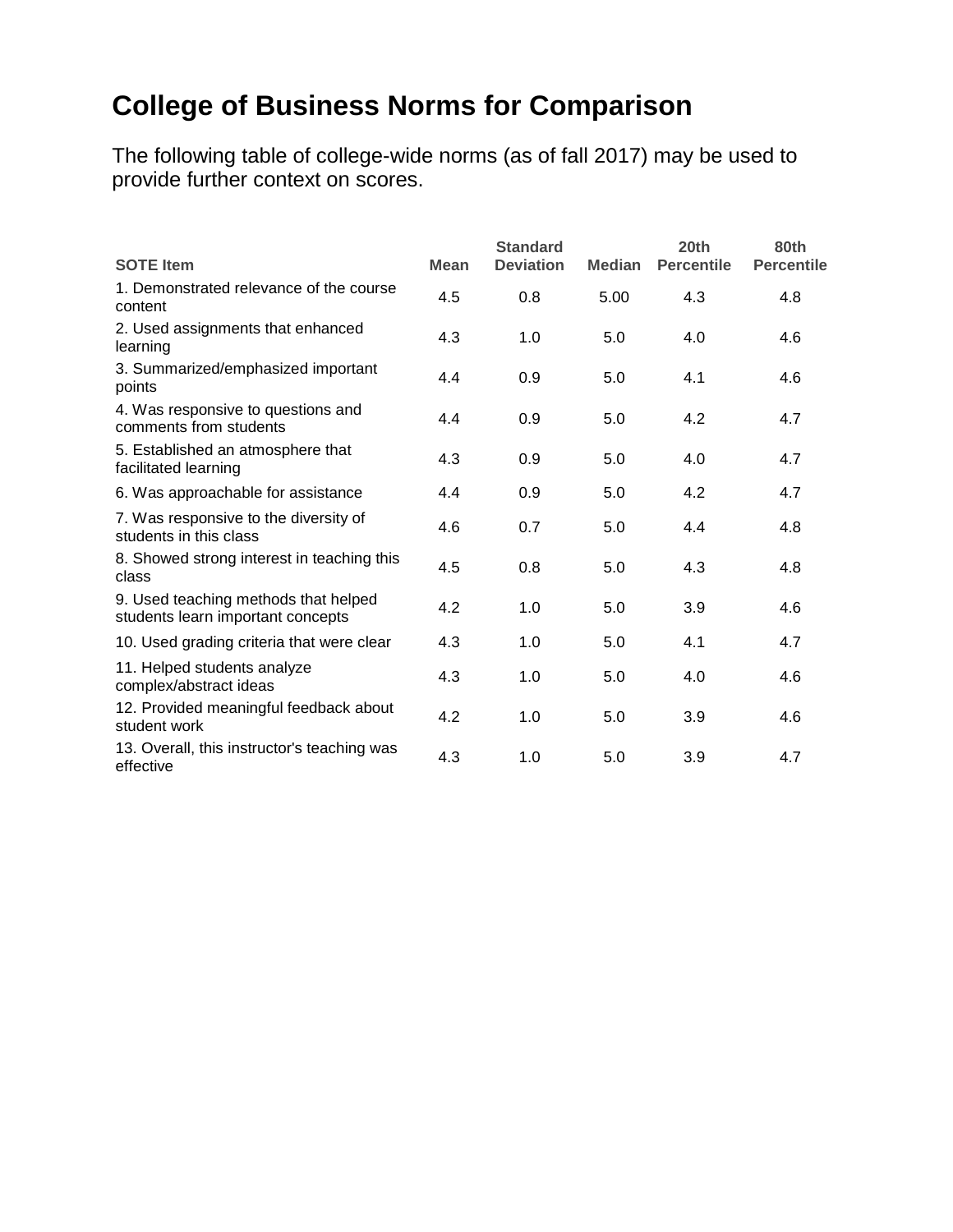# College of Business Norms for Comparison

The following table of college-wide norms (as of fall 2017) may be used to provide further context on scores.

| SOTE Item | Mean | Standard Deviation | Median | 20th Percentile | 80th Percentile |
|---|---|---|---|---|---|
| 1. Demonstrated relevance of the course content | 4.5 | 0.8 | 5.00 | 4.3 | 4.8 |
| 2. Used assignments that enhanced learning | 4.3 | 1.0 | 5.0 | 4.0 | 4.6 |
| 3. Summarized/emphasized important points | 4.4 | 0.9 | 5.0 | 4.1 | 4.6 |
| 4. Was responsive to questions and comments from students | 4.4 | 0.9 | 5.0 | 4.2 | 4.7 |
| 5. Established an atmosphere that facilitated learning | 4.3 | 0.9 | 5.0 | 4.0 | 4.7 |
| 6. Was approachable for assistance | 4.4 | 0.9 | 5.0 | 4.2 | 4.7 |
| 7. Was responsive to the diversity of students in this class | 4.6 | 0.7 | 5.0 | 4.4 | 4.8 |
| 8. Showed strong interest in teaching this class | 4.5 | 0.8 | 5.0 | 4.3 | 4.8 |
| 9. Used teaching methods that helped students learn important concepts | 4.2 | 1.0 | 5.0 | 3.9 | 4.6 |
| 10. Used grading criteria that were clear | 4.3 | 1.0 | 5.0 | 4.1 | 4.7 |
| 11. Helped students analyze complex/abstract ideas | 4.3 | 1.0 | 5.0 | 4.0 | 4.6 |
| 12. Provided meaningful feedback about student work | 4.2 | 1.0 | 5.0 | 3.9 | 4.6 |
| 13. Overall, this instructor's teaching was effective | 4.3 | 1.0 | 5.0 | 3.9 | 4.7 |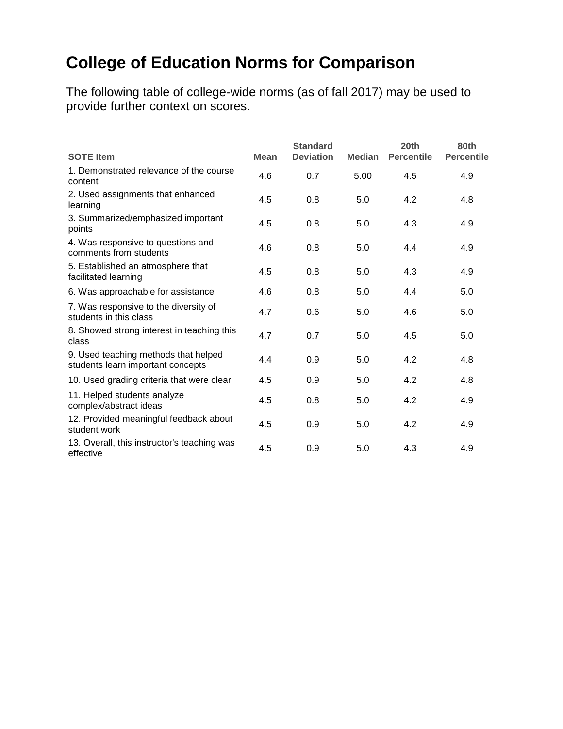# College of Education Norms for Comparison

The following table of college-wide norms (as of fall 2017) may be used to provide further context on scores.

| SOTE Item | Mean | Standard Deviation | Median | 20th Percentile | 80th Percentile |
|---|---|---|---|---|---|
| 1. Demonstrated relevance of the course content | 4.6 | 0.7 | 5.00 | 4.5 | 4.9 |
| 2. Used assignments that enhanced learning | 4.5 | 0.8 | 5.0 | 4.2 | 4.8 |
| 3. Summarized/emphasized important points | 4.5 | 0.8 | 5.0 | 4.3 | 4.9 |
| 4. Was responsive to questions and comments from students | 4.6 | 0.8 | 5.0 | 4.4 | 4.9 |
| 5. Established an atmosphere that facilitated learning | 4.5 | 0.8 | 5.0 | 4.3 | 4.9 |
| 6. Was approachable for assistance | 4.6 | 0.8 | 5.0 | 4.4 | 5.0 |
| 7. Was responsive to the diversity of students in this class | 4.7 | 0.6 | 5.0 | 4.6 | 5.0 |
| 8. Showed strong interest in teaching this class | 4.7 | 0.7 | 5.0 | 4.5 | 5.0 |
| 9. Used teaching methods that helped students learn important concepts | 4.4 | 0.9 | 5.0 | 4.2 | 4.8 |
| 10. Used grading criteria that were clear | 4.5 | 0.9 | 5.0 | 4.2 | 4.8 |
| 11. Helped students analyze complex/abstract ideas | 4.5 | 0.8 | 5.0 | 4.2 | 4.9 |
| 12. Provided meaningful feedback about student work | 4.5 | 0.9 | 5.0 | 4.2 | 4.9 |
| 13. Overall, this instructor's teaching was effective | 4.5 | 0.9 | 5.0 | 4.3 | 4.9 |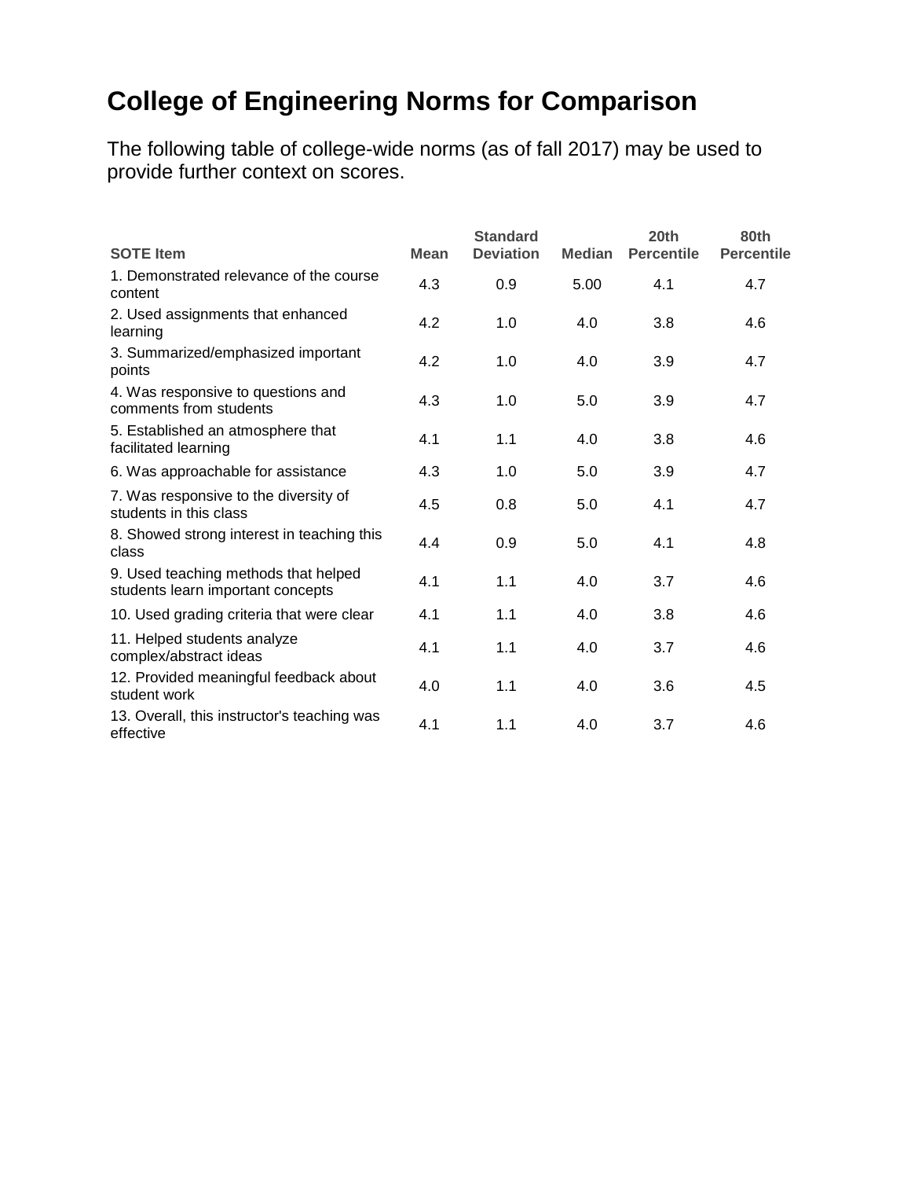# College of Engineering Norms for Comparison

The following table of college-wide norms (as of fall 2017) may be used to provide further context on scores.

| SOTE Item | Mean | Standard Deviation | Median | 20th Percentile | 80th Percentile |
|---|---|---|---|---|---|
| 1. Demonstrated relevance of the course content | 4.3 | 0.9 | 5.00 | 4.1 | 4.7 |
| 2. Used assignments that enhanced learning | 4.2 | 1.0 | 4.0 | 3.8 | 4.6 |
| 3. Summarized/emphasized important points | 4.2 | 1.0 | 4.0 | 3.9 | 4.7 |
| 4. Was responsive to questions and comments from students | 4.3 | 1.0 | 5.0 | 3.9 | 4.7 |
| 5. Established an atmosphere that facilitated learning | 4.1 | 1.1 | 4.0 | 3.8 | 4.6 |
| 6. Was approachable for assistance | 4.3 | 1.0 | 5.0 | 3.9 | 4.7 |
| 7. Was responsive to the diversity of students in this class | 4.5 | 0.8 | 5.0 | 4.1 | 4.7 |
| 8. Showed strong interest in teaching this class | 4.4 | 0.9 | 5.0 | 4.1 | 4.8 |
| 9. Used teaching methods that helped students learn important concepts | 4.1 | 1.1 | 4.0 | 3.7 | 4.6 |
| 10. Used grading criteria that were clear | 4.1 | 1.1 | 4.0 | 3.8 | 4.6 |
| 11. Helped students analyze complex/abstract ideas | 4.1 | 1.1 | 4.0 | 3.7 | 4.6 |
| 12. Provided meaningful feedback about student work | 4.0 | 1.1 | 4.0 | 3.6 | 4.5 |
| 13. Overall, this instructor's teaching was effective | 4.1 | 1.1 | 4.0 | 3.7 | 4.6 |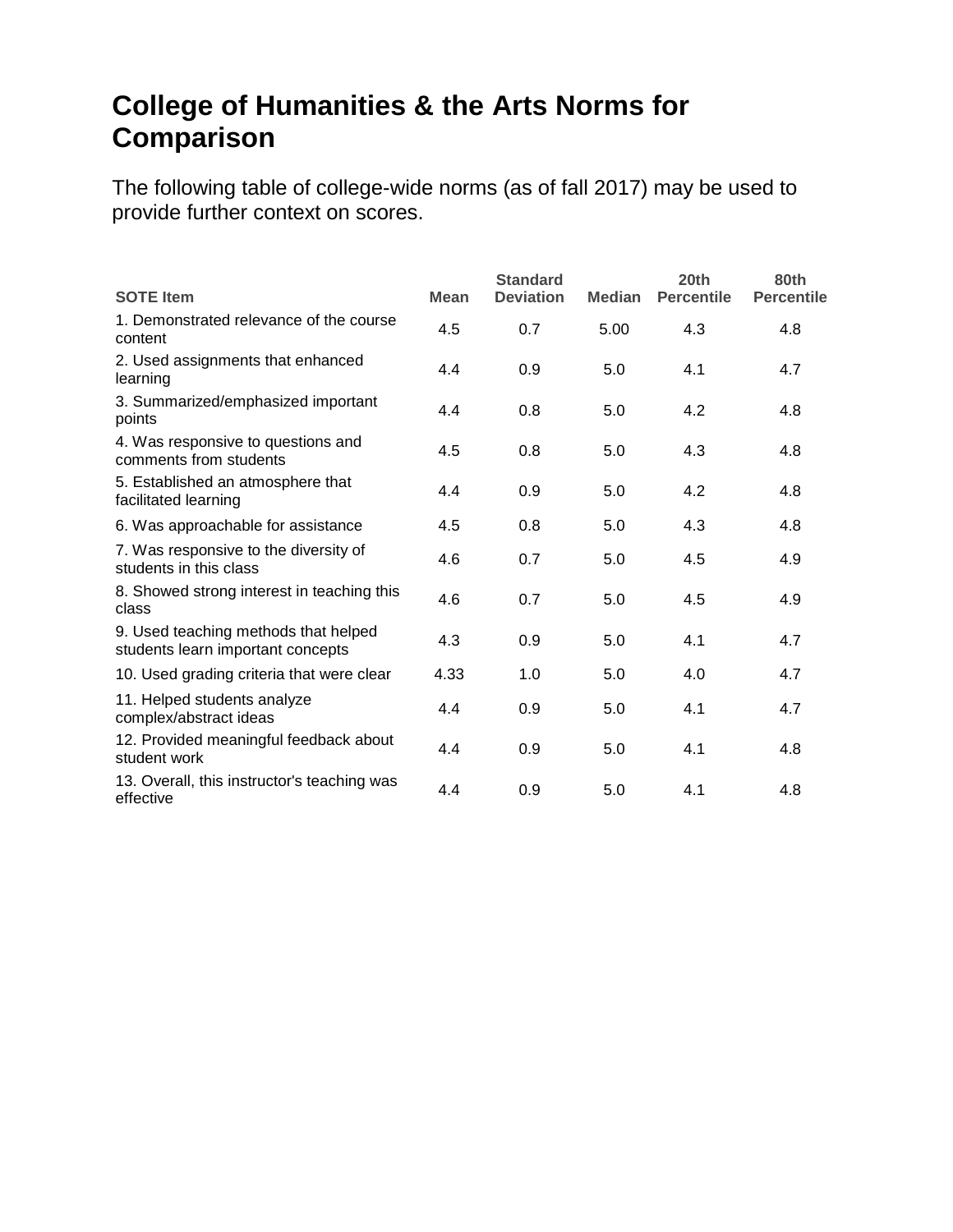# College of Humanities & the Arts Norms for Comparison

The following table of college-wide norms (as of fall 2017) may be used to provide further context on scores.

| SOTE Item | Mean | Standard Deviation | Median | 20th Percentile | 80th Percentile |
|---|---|---|---|---|---|
| 1. Demonstrated relevance of the course content | 4.5 | 0.7 | 5.00 | 4.3 | 4.8 |
| 2. Used assignments that enhanced learning | 4.4 | 0.9 | 5.0 | 4.1 | 4.7 |
| 3. Summarized/emphasized important points | 4.4 | 0.8 | 5.0 | 4.2 | 4.8 |
| 4. Was responsive to questions and comments from students | 4.5 | 0.8 | 5.0 | 4.3 | 4.8 |
| 5. Established an atmosphere that facilitated learning | 4.4 | 0.9 | 5.0 | 4.2 | 4.8 |
| 6. Was approachable for assistance | 4.5 | 0.8 | 5.0 | 4.3 | 4.8 |
| 7. Was responsive to the diversity of students in this class | 4.6 | 0.7 | 5.0 | 4.5 | 4.9 |
| 8. Showed strong interest in teaching this class | 4.6 | 0.7 | 5.0 | 4.5 | 4.9 |
| 9. Used teaching methods that helped students learn important concepts | 4.3 | 0.9 | 5.0 | 4.1 | 4.7 |
| 10. Used grading criteria that were clear | 4.33 | 1.0 | 5.0 | 4.0 | 4.7 |
| 11. Helped students analyze complex/abstract ideas | 4.4 | 0.9 | 5.0 | 4.1 | 4.7 |
| 12. Provided meaningful feedback about student work | 4.4 | 0.9 | 5.0 | 4.1 | 4.8 |
| 13. Overall, this instructor's teaching was effective | 4.4 | 0.9 | 5.0 | 4.1 | 4.8 |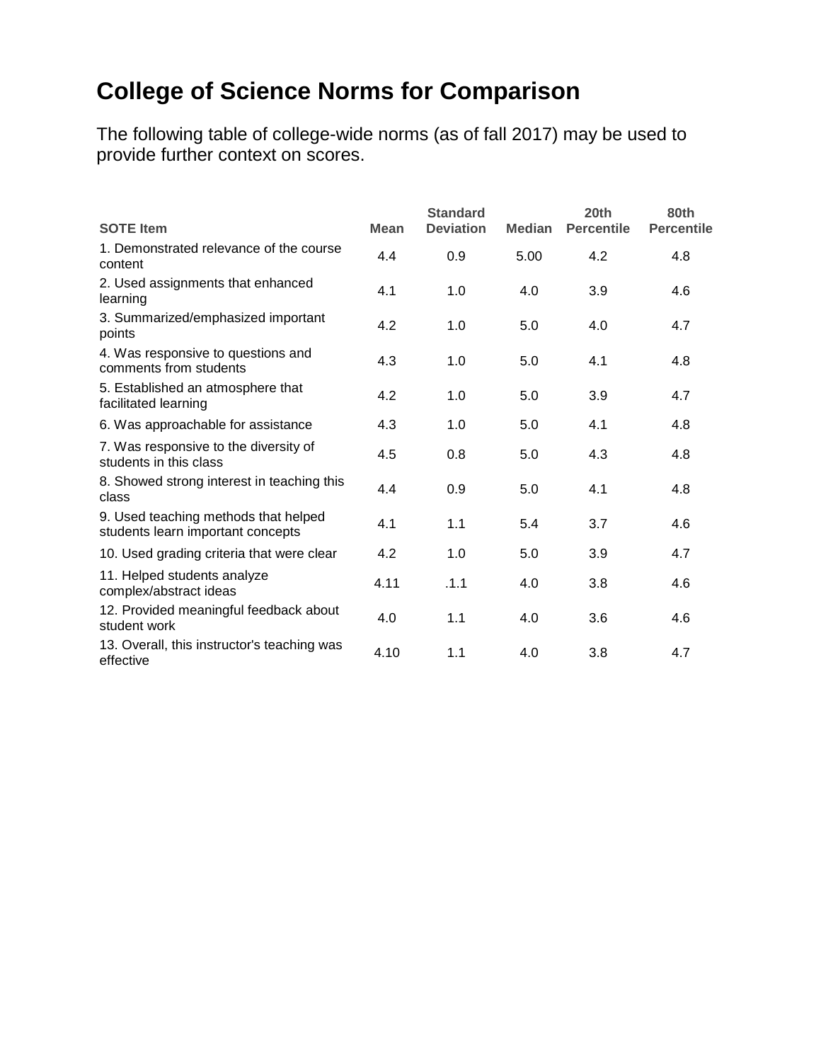# College of Science Norms for Comparison

The following table of college-wide norms (as of fall 2017) may be used to provide further context on scores.

| SOTE Item | Mean | Standard Deviation | Median | 20th Percentile | 80th Percentile |
|---|---|---|---|---|---|
| 1. Demonstrated relevance of the course content | 4.4 | 0.9 | 5.00 | 4.2 | 4.8 |
| 2. Used assignments that enhanced learning | 4.1 | 1.0 | 4.0 | 3.9 | 4.6 |
| 3. Summarized/emphasized important points | 4.2 | 1.0 | 5.0 | 4.0 | 4.7 |
| 4. Was responsive to questions and comments from students | 4.3 | 1.0 | 5.0 | 4.1 | 4.8 |
| 5. Established an atmosphere that facilitated learning | 4.2 | 1.0 | 5.0 | 3.9 | 4.7 |
| 6. Was approachable for assistance | 4.3 | 1.0 | 5.0 | 4.1 | 4.8 |
| 7. Was responsive to the diversity of students in this class | 4.5 | 0.8 | 5.0 | 4.3 | 4.8 |
| 8. Showed strong interest in teaching this class | 4.4 | 0.9 | 5.0 | 4.1 | 4.8 |
| 9. Used teaching methods that helped students learn important concepts | 4.1 | 1.1 | 5.4 | 3.7 | 4.6 |
| 10. Used grading criteria that were clear | 4.2 | 1.0 | 5.0 | 3.9 | 4.7 |
| 11. Helped students analyze complex/abstract ideas | 4.11 | .1.1 | 4.0 | 3.8 | 4.6 |
| 12. Provided meaningful feedback about student work | 4.0 | 1.1 | 4.0 | 3.6 | 4.6 |
| 13. Overall, this instructor's teaching was effective | 4.10 | 1.1 | 4.0 | 3.8 | 4.7 |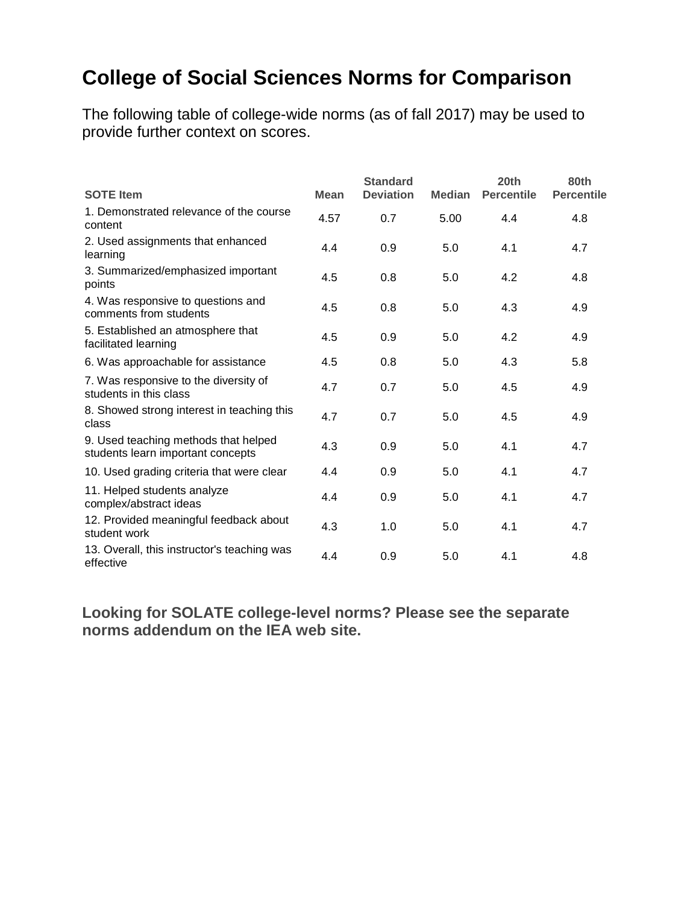# College of Social Sciences Norms for Comparison

The following table of college-wide norms (as of fall 2017) may be used to provide further context on scores.

| SOTE Item | Mean | Standard Deviation | Median | 20th Percentile | 80th Percentile |
|---|---|---|---|---|---|
| 1. Demonstrated relevance of the course content | 4.57 | 0.7 | 5.00 | 4.4 | 4.8 |
| 2. Used assignments that enhanced learning | 4.4 | 0.9 | 5.0 | 4.1 | 4.7 |
| 3. Summarized/emphasized important points | 4.5 | 0.8 | 5.0 | 4.2 | 4.8 |
| 4. Was responsive to questions and comments from students | 4.5 | 0.8 | 5.0 | 4.3 | 4.9 |
| 5. Established an atmosphere that facilitated learning | 4.5 | 0.9 | 5.0 | 4.2 | 4.9 |
| 6. Was approachable for assistance | 4.5 | 0.8 | 5.0 | 4.3 | 5.8 |
| 7. Was responsive to the diversity of students in this class | 4.7 | 0.7 | 5.0 | 4.5 | 4.9 |
| 8. Showed strong interest in teaching this class | 4.7 | 0.7 | 5.0 | 4.5 | 4.9 |
| 9. Used teaching methods that helped students learn important concepts | 4.3 | 0.9 | 5.0 | 4.1 | 4.7 |
| 10. Used grading criteria that were clear | 4.4 | 0.9 | 5.0 | 4.1 | 4.7 |
| 11. Helped students analyze complex/abstract ideas | 4.4 | 0.9 | 5.0 | 4.1 | 4.7 |
| 12. Provided meaningful feedback about student work | 4.3 | 1.0 | 5.0 | 4.1 | 4.7 |
| 13. Overall, this instructor's teaching was effective | 4.4 | 0.9 | 5.0 | 4.1 | 4.8 |

**Looking for SOLATE college-level norms? Please see the separate norms addendum on the IEA web site.**